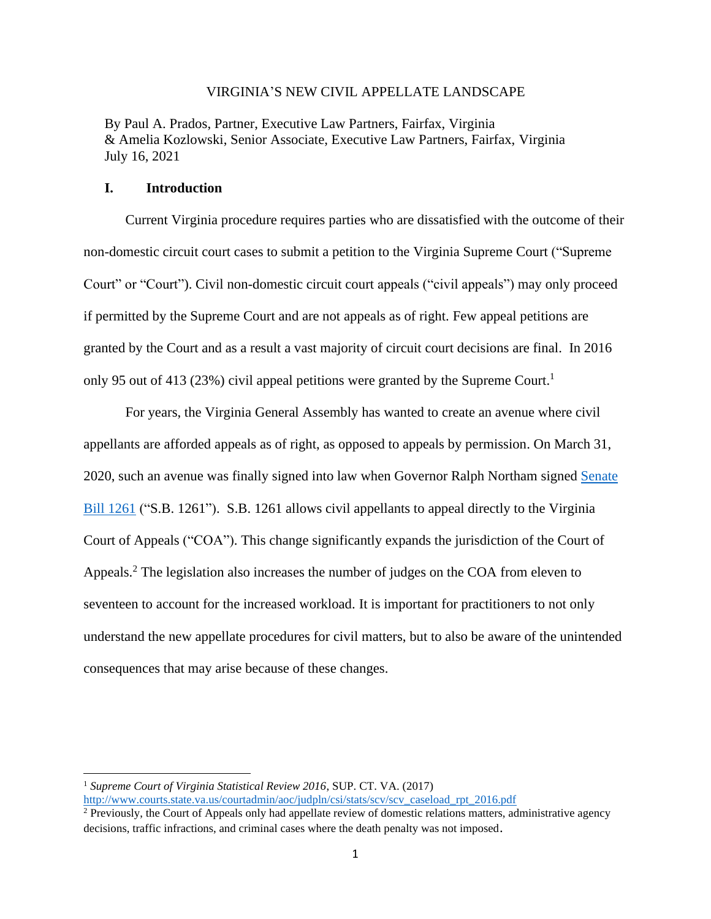VIRGINIA'S NEW CIVIL APPELLATE LANDSCAPE

By Paul A. Prados, Partner, Executive Law Partners, Fairfax, Virginia
& Amelia Kozlowski, Senior Associate, Executive Law Partners, Fairfax, Virginia
July 16, 2021

## I. Introduction

Current Virginia procedure requires parties who are dissatisfied with the outcome of their non-domestic circuit court cases to submit a petition to the Virginia Supreme Court ("Supreme Court" or "Court"). Civil non-domestic circuit court appeals ("civil appeals") may only proceed if permitted by the Supreme Court and are not appeals as of right. Few appeal petitions are granted by the Court and as a result a vast majority of circuit court decisions are final. In 2016 only 95 out of 413 (23%) civil appeal petitions were granted by the Supreme Court.[1]

For years, the Virginia General Assembly has wanted to create an avenue where civil appellants are afforded appeals as of right, as opposed to appeals by permission. On March 31, 2020, such an avenue was finally signed into law when Governor Ralph Northam signed [Senate Bill 1261]() ("S.B. 1261"). S.B. 1261 allows civil appellants to appeal directly to the Virginia Court of Appeals ("COA"). This change significantly expands the jurisdiction of the Court of Appeals.[2] The legislation also increases the number of judges on the COA from eleven to seventeen to account for the increased workload. It is important for practitioners to not only understand the new appellate procedures for civil matters, but to also be aware of the unintended consequences that may arise because of these changes.

---

[1] *Supreme Court of Virginia Statistical Review 2016*, SUP. CT. VA. (2017) http://www.courts.state.va.us/courtadmin/aoc/judpln/csi/stats/scv/scv_caseload_rpt_2016.pdf

[2] Previously, the Court of Appeals only had appellate review of domestic relations matters, administrative agency decisions, traffic infractions, and criminal cases where the death penalty was not imposed.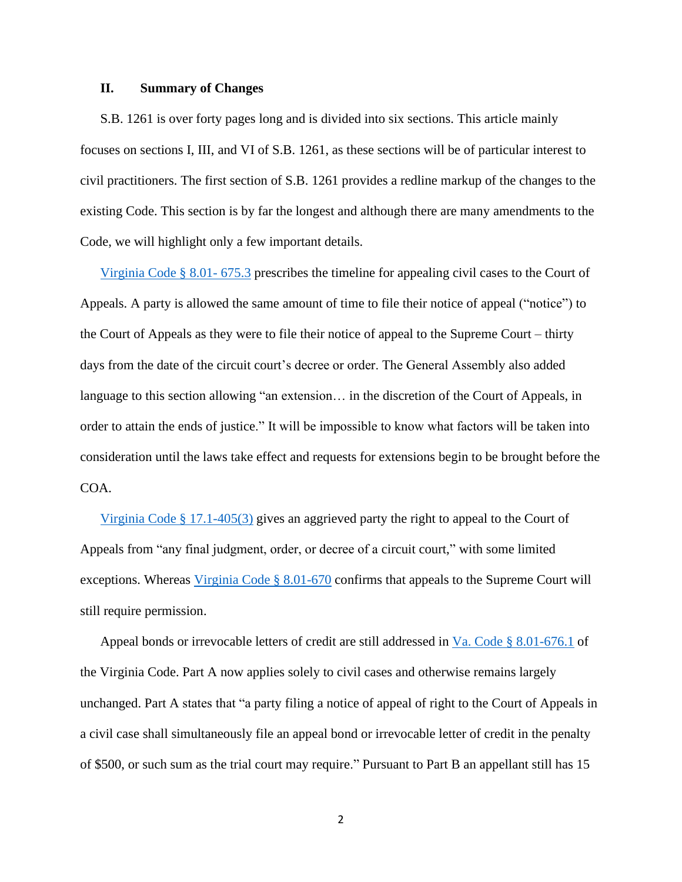## II. Summary of Changes

S.B. 1261 is over forty pages long and is divided into six sections. This article mainly focuses on sections I, III, and VI of S.B. 1261, as these sections will be of particular interest to civil practitioners. The first section of S.B. 1261 provides a redline markup of the changes to the existing Code. This section is by far the longest and although there are many amendments to the Code, we will highlight only a few important details.

Virginia Code § 8.01- 675.3 prescribes the timeline for appealing civil cases to the Court of Appeals. A party is allowed the same amount of time to file their notice of appeal ("notice") to the Court of Appeals as they were to file their notice of appeal to the Supreme Court – thirty days from the date of the circuit court's decree or order. The General Assembly also added language to this section allowing "an extension… in the discretion of the Court of Appeals, in order to attain the ends of justice." It will be impossible to know what factors will be taken into consideration until the laws take effect and requests for extensions begin to be brought before the COA.

Virginia Code § 17.1-405(3) gives an aggrieved party the right to appeal to the Court of Appeals from "any final judgment, order, or decree of a circuit court," with some limited exceptions. Whereas Virginia Code § 8.01-670 confirms that appeals to the Supreme Court will still require permission.

Appeal bonds or irrevocable letters of credit are still addressed in Va. Code § 8.01-676.1 of the Virginia Code. Part A now applies solely to civil cases and otherwise remains largely unchanged. Part A states that "a party filing a notice of appeal of right to the Court of Appeals in a civil case shall simultaneously file an appeal bond or irrevocable letter of credit in the penalty of $500, or such sum as the trial court may require." Pursuant to Part B an appellant still has 15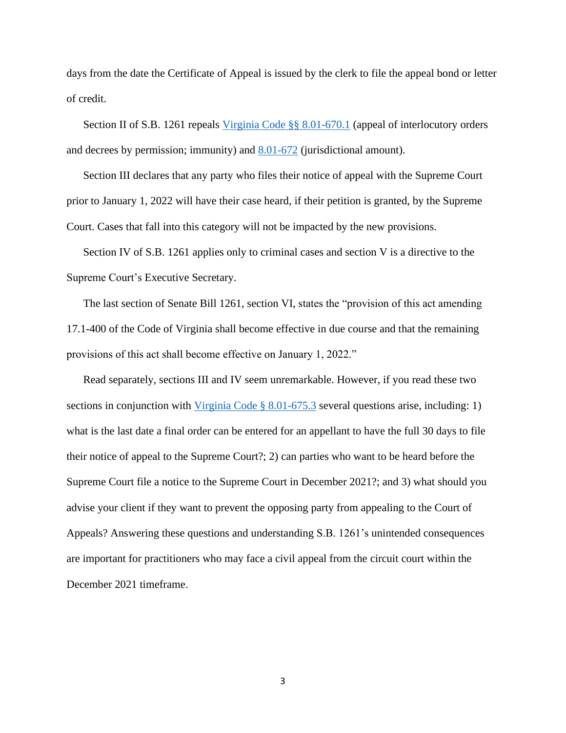days from the date the Certificate of Appeal is issued by the clerk to file the appeal bond or letter of credit.

Section II of S.B. 1261 repeals Virginia Code §§ 8.01-670.1 (appeal of interlocutory orders and decrees by permission; immunity) and 8.01-672 (jurisdictional amount).

Section III declares that any party who files their notice of appeal with the Supreme Court prior to January 1, 2022 will have their case heard, if their petition is granted, by the Supreme Court. Cases that fall into this category will not be impacted by the new provisions.

Section IV of S.B. 1261 applies only to criminal cases and section V is a directive to the Supreme Court's Executive Secretary.

The last section of Senate Bill 1261, section VI, states the "provision of this act amending 17.1-400 of the Code of Virginia shall become effective in due course and that the remaining provisions of this act shall become effective on January 1, 2022."

Read separately, sections III and IV seem unremarkable. However, if you read these two sections in conjunction with Virginia Code § 8.01-675.3 several questions arise, including: 1) what is the last date a final order can be entered for an appellant to have the full 30 days to file their notice of appeal to the Supreme Court?; 2) can parties who want to be heard before the Supreme Court file a notice to the Supreme Court in December 2021?; and 3) what should you advise your client if they want to prevent the opposing party from appealing to the Court of Appeals? Answering these questions and understanding S.B. 1261's unintended consequences are important for practitioners who may face a civil appeal from the circuit court within the December 2021 timeframe.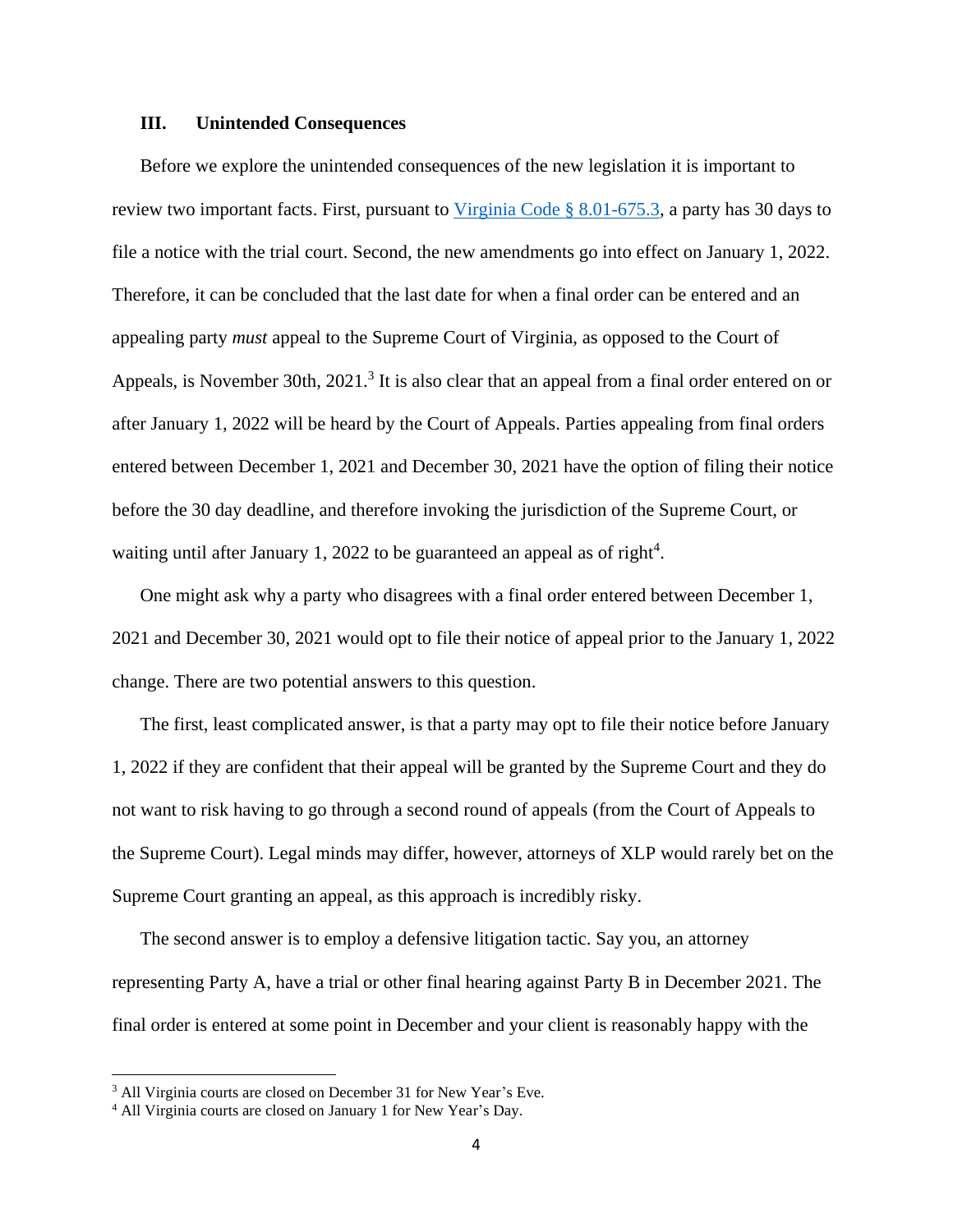### III. Unintended Consequences

Before we explore the unintended consequences of the new legislation it is important to review two important facts. First, pursuant to [Virginia Code § 8.01-675.3](), a party has 30 days to file a notice with the trial court. Second, the new amendments go into effect on January 1, 2022. Therefore, it can be concluded that the last date for when a final order can be entered and an appealing party *must* appeal to the Supreme Court of Virginia, as opposed to the Court of Appeals, is November 30th, 2021.[3] It is also clear that an appeal from a final order entered on or after January 1, 2022 will be heard by the Court of Appeals. Parties appealing from final orders entered between December 1, 2021 and December 30, 2021 have the option of filing their notice before the 30 day deadline, and therefore invoking the jurisdiction of the Supreme Court, or waiting until after January 1, 2022 to be guaranteed an appeal as of right[4].

One might ask why a party who disagrees with a final order entered between December 1, 2021 and December 30, 2021 would opt to file their notice of appeal prior to the January 1, 2022 change. There are two potential answers to this question.

The first, least complicated answer, is that a party may opt to file their notice before January 1, 2022 if they are confident that their appeal will be granted by the Supreme Court and they do not want to risk having to go through a second round of appeals (from the Court of Appeals to the Supreme Court). Legal minds may differ, however, attorneys of XLP would rarely bet on the Supreme Court granting an appeal, as this approach is incredibly risky.

The second answer is to employ a defensive litigation tactic. Say you, an attorney representing Party A, have a trial or other final hearing against Party B in December 2021. The final order is entered at some point in December and your client is reasonably happy with the

[3] All Virginia courts are closed on December 31 for New Year's Eve.

[4] All Virginia courts are closed on January 1 for New Year's Day.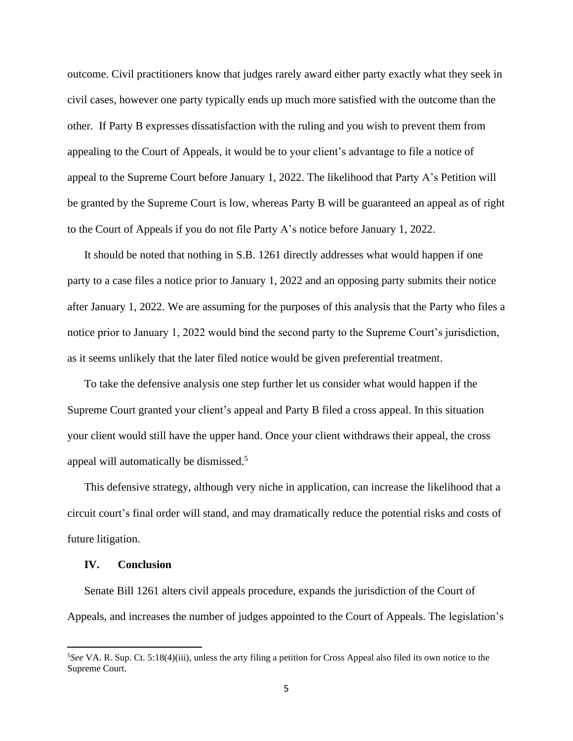outcome. Civil practitioners know that judges rarely award either party exactly what they seek in civil cases, however one party typically ends up much more satisfied with the outcome than the other. If Party B expresses dissatisfaction with the ruling and you wish to prevent them from appealing to the Court of Appeals, it would be to your client's advantage to file a notice of appeal to the Supreme Court before January 1, 2022. The likelihood that Party A's Petition will be granted by the Supreme Court is low, whereas Party B will be guaranteed an appeal as of right to the Court of Appeals if you do not file Party A's notice before January 1, 2022.

It should be noted that nothing in S.B. 1261 directly addresses what would happen if one party to a case files a notice prior to January 1, 2022 and an opposing party submits their notice after January 1, 2022. We are assuming for the purposes of this analysis that the Party who files a notice prior to January 1, 2022 would bind the second party to the Supreme Court's jurisdiction, as it seems unlikely that the later filed notice would be given preferential treatment.

To take the defensive analysis one step further let us consider what would happen if the Supreme Court granted your client's appeal and Party B filed a cross appeal. In this situation your client would still have the upper hand. Once your client withdraws their appeal, the cross appeal will automatically be dismissed.[5]

This defensive strategy, although very niche in application, can increase the likelihood that a circuit court's final order will stand, and may dramatically reduce the potential risks and costs of future litigation.

## IV. Conclusion

Senate Bill 1261 alters civil appeals procedure, expands the jurisdiction of the Court of Appeals, and increases the number of judges appointed to the Court of Appeals. The legislation's

---

[5] *See* VA. R. Sup. Ct. 5:18(4)(iii), unless the arty filing a petition for Cross Appeal also filed its own notice to the Supreme Court.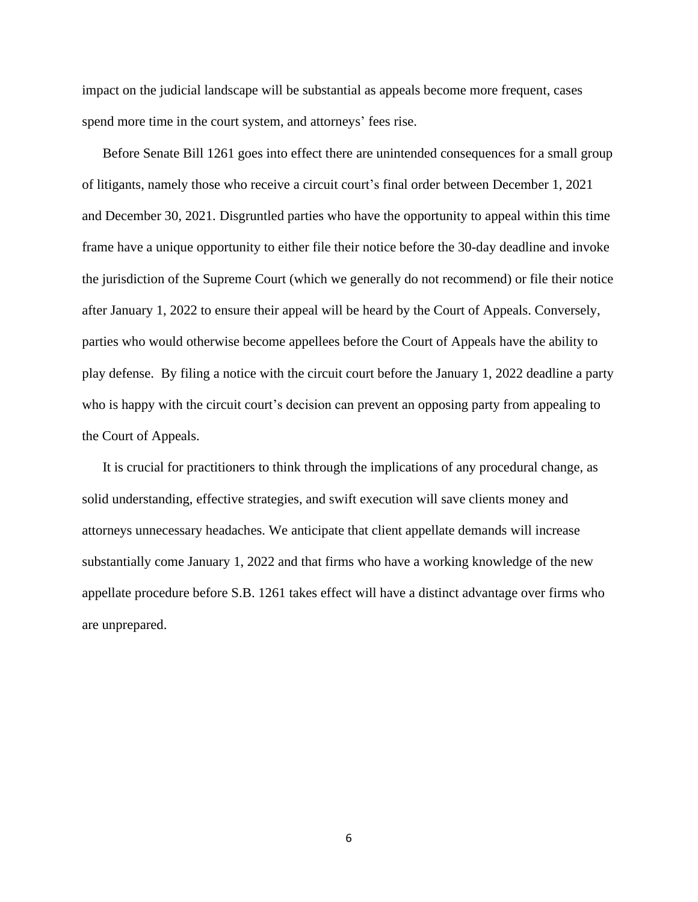impact on the judicial landscape will be substantial as appeals become more frequent, cases spend more time in the court system, and attorneys' fees rise.

Before Senate Bill 1261 goes into effect there are unintended consequences for a small group of litigants, namely those who receive a circuit court's final order between December 1, 2021 and December 30, 2021. Disgruntled parties who have the opportunity to appeal within this time frame have a unique opportunity to either file their notice before the 30-day deadline and invoke the jurisdiction of the Supreme Court (which we generally do not recommend) or file their notice after January 1, 2022 to ensure their appeal will be heard by the Court of Appeals. Conversely, parties who would otherwise become appellees before the Court of Appeals have the ability to play defense. By filing a notice with the circuit court before the January 1, 2022 deadline a party who is happy with the circuit court's decision can prevent an opposing party from appealing to the Court of Appeals.

It is crucial for practitioners to think through the implications of any procedural change, as solid understanding, effective strategies, and swift execution will save clients money and attorneys unnecessary headaches. We anticipate that client appellate demands will increase substantially come January 1, 2022 and that firms who have a working knowledge of the new appellate procedure before S.B. 1261 takes effect will have a distinct advantage over firms who are unprepared.